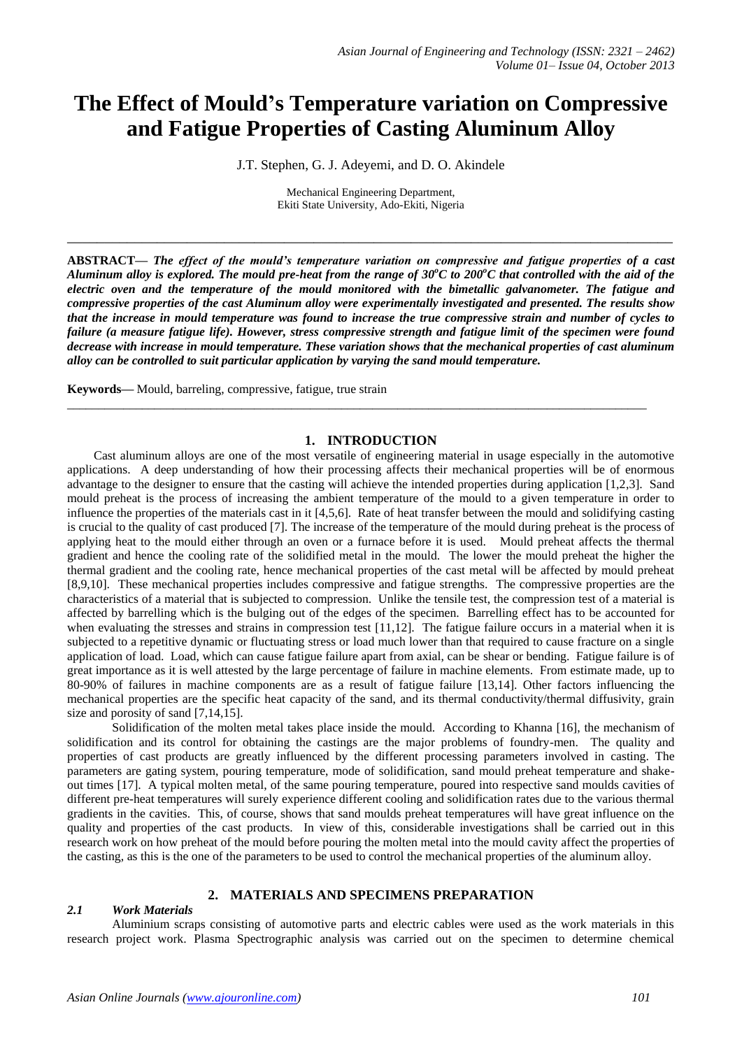# The Effect of Mould's Temperature variation on Compressive and Fatigue Properties of Casting Aluminum Alloy

J.T. Stephen, G. J. Adeyemi, and D. O. Akindele

Mechanical Engineering Department,
Ekiti State University, Ado-Ekiti, Nigeria

---

**ABSTRACT—** ***The effect of the mould's temperature variation on compressive and fatigue properties of a cast Aluminum alloy is explored. The mould pre-heat from the range of 30°C to 200°C that controlled with the aid of the electric oven and the temperature of the mould monitored with the bimetallic galvanometer. The fatigue and compressive properties of the cast Aluminum alloy were experimentally investigated and presented. The results show that the increase in mould temperature was found to increase the true compressive strain and number of cycles to failure (a measure fatigue life). However, stress compressive strength and fatigue limit of the specimen were found decrease with increase in mould temperature. These variation shows that the mechanical properties of cast aluminum alloy can be controlled to suit particular application by varying the sand mould temperature.***

**Keywords—** Mould, barreling, compressive, fatigue, true strain

---

## 1. INTRODUCTION

Cast aluminum alloys are one of the most versatile of engineering material in usage especially in the automotive applications. A deep understanding of how their processing affects their mechanical properties will be of enormous advantage to the designer to ensure that the casting will achieve the intended properties during application [1,2,3]. Sand mould preheat is the process of increasing the ambient temperature of the mould to a given temperature in order to influence the properties of the materials cast in it [4,5,6]. Rate of heat transfer between the mould and solidifying casting is crucial to the quality of cast produced [7]. The increase of the temperature of the mould during preheat is the process of applying heat to the mould either through an oven or a furnace before it is used. Mould preheat affects the thermal gradient and hence the cooling rate of the solidified metal in the mould. The lower the mould preheat the higher the thermal gradient and the cooling rate, hence mechanical properties of the cast metal will be affected by mould preheat [8,9,10]. These mechanical properties includes compressive and fatigue strengths. The compressive properties are the characteristics of a material that is subjected to compression. Unlike the tensile test, the compression test of a material is affected by barrelling which is the bulging out of the edges of the specimen. Barrelling effect has to be accounted for when evaluating the stresses and strains in compression test [11,12]. The fatigue failure occurs in a material when it is subjected to a repetitive dynamic or fluctuating stress or load much lower than that required to cause fracture on a single application of load. Load, which can cause fatigue failure apart from axial, can be shear or bending. Fatigue failure is of great importance as it is well attested by the large percentage of failure in machine elements. From estimate made, up to 80-90% of failures in machine components are as a result of fatigue failure [13,14]. Other factors influencing the mechanical properties are the specific heat capacity of the sand, and its thermal conductivity/thermal diffusivity, grain size and porosity of sand [7,14,15].

Solidification of the molten metal takes place inside the mould. According to Khanna [16], the mechanism of solidification and its control for obtaining the castings are the major problems of foundry-men. The quality and properties of cast products are greatly influenced by the different processing parameters involved in casting. The parameters are gating system, pouring temperature, mode of solidification, sand mould preheat temperature and shake-out times [17]. A typical molten metal, of the same pouring temperature, poured into respective sand moulds cavities of different pre-heat temperatures will surely experience different cooling and solidification rates due to the various thermal gradients in the cavities. This, of course, shows that sand moulds preheat temperatures will have great influence on the quality and properties of the cast products. In view of this, considerable investigations shall be carried out in this research work on how preheat of the mould before pouring the molten metal into the mould cavity affect the properties of the casting, as this is the one of the parameters to be used to control the mechanical properties of the aluminum alloy.

## 2. MATERIALS AND SPECIMENS PREPARATION

### *2.1 Work Materials*

Aluminium scraps consisting of automotive parts and electric cables were used as the work materials in this research project work. Plasma Spectrographic analysis was carried out on the specimen to determine chemical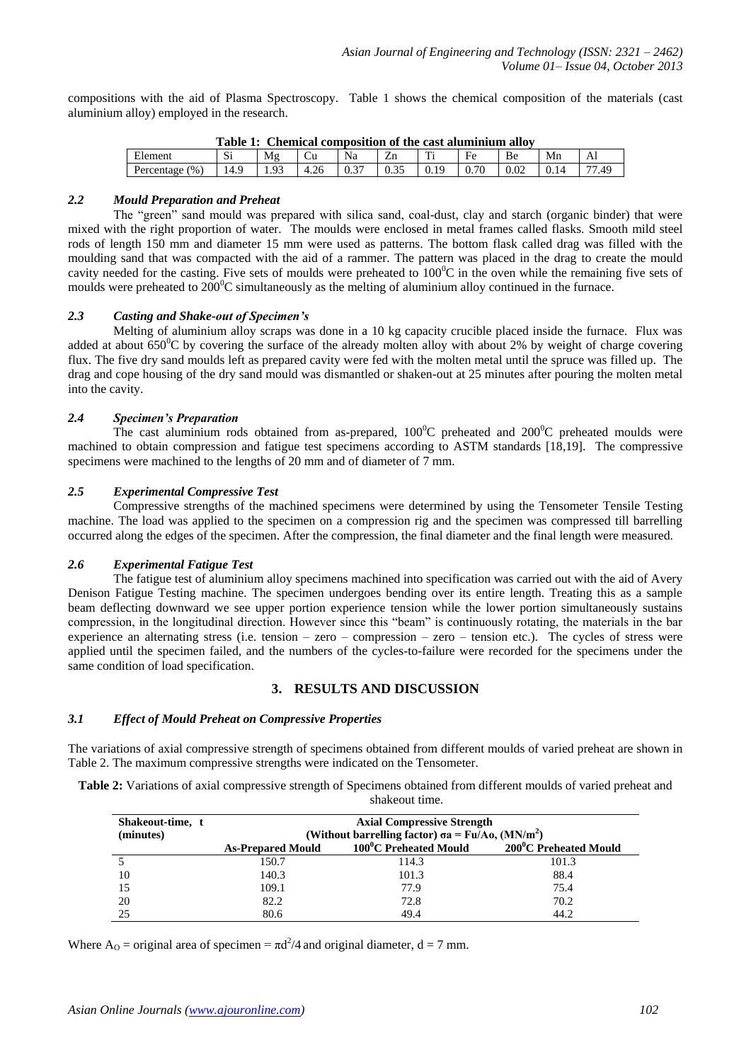compositions with the aid of Plasma Spectroscopy. Table 1 shows the chemical composition of the materials (cast aluminium alloy) employed in the research.

**Table 1: Chemical composition of the cast aluminium alloy**

| Element | Si | Mg | Cu | Na | Zn | Ti | Fe | Be | Mn | Al |
|---|---|---|---|---|---|---|---|---|---|---|
| Percentage (%) | 14.9 | 1.93 | 4.26 | 0.37 | 0.35 | 0.19 | 0.70 | 0.02 | 0.14 | 77.49 |

### *2.2 Mould Preparation and Preheat*

The "green" sand mould was prepared with silica sand, coal-dust, clay and starch (organic binder) that were mixed with the right proportion of water. The moulds were enclosed in metal frames called flasks. Smooth mild steel rods of length 150 mm and diameter 15 mm were used as patterns. The bottom flask called drag was filled with the moulding sand that was compacted with the aid of a rammer. The pattern was placed in the drag to create the mould cavity needed for the casting. Five sets of moulds were preheated to $100^0$C in the oven while the remaining five sets of moulds were preheated to $200^0$C simultaneously as the melting of aluminium alloy continued in the furnace.

### *2.3 Casting and Shake-out of Specimen's*

Melting of aluminium alloy scraps was done in a 10 kg capacity crucible placed inside the furnace. Flux was added at about $650^0$C by covering the surface of the already molten alloy with about 2% by weight of charge covering flux. The five dry sand moulds left as prepared cavity were fed with the molten metal until the spruce was filled up. The drag and cope housing of the dry sand mould was dismantled or shaken-out at 25 minutes after pouring the molten metal into the cavity.

### *2.4 Specimen's Preparation*

The cast aluminium rods obtained from as-prepared, $100^0$C preheated and $200^0$C preheated moulds were machined to obtain compression and fatigue test specimens according to ASTM standards [18,19]. The compressive specimens were machined to the lengths of 20 mm and of diameter of 7 mm.

### *2.5 Experimental Compressive Test*

Compressive strengths of the machined specimens were determined by using the Tensometer Tensile Testing machine. The load was applied to the specimen on a compression rig and the specimen was compressed till barrelling occurred along the edges of the specimen. After the compression, the final diameter and the final length were measured.

### *2.6 Experimental Fatigue Test*

The fatigue test of aluminium alloy specimens machined into specification was carried out with the aid of Avery Denison Fatigue Testing machine. The specimen undergoes bending over its entire length. Treating this as a sample beam deflecting downward we see upper portion experience tension while the lower portion simultaneously sustains compression, in the longitudinal direction. However since this "beam" is continuously rotating, the materials in the bar experience an alternating stress (i.e. tension – zero – compression – zero – tension etc.). The cycles of stress were applied until the specimen failed, and the numbers of the cycles-to-failure were recorded for the specimens under the same condition of load specification.

## 3. RESULTS AND DISCUSSION

### *3.1 Effect of Mould Preheat on Compressive Properties*

The variations of axial compressive strength of specimens obtained from different moulds of varied preheat are shown in Table 2. The maximum compressive strengths were indicated on the Tensometer.

**Table 2:** Variations of axial compressive strength of Specimens obtained from different moulds of varied preheat and shakeout time.

| Shakeout-time, t (minutes) | Axial Compressive Strength (Without barrelling factor) $\sigma a = Fu/Ao$, ($MN/m^2$) | | |
|---|---|---|---|
| | As-Prepared Mould | $100^0$C Preheated Mould | $200^0$C Preheated Mould |
| 5 | 150.7 | 114.3 | 101.3 |
| 10 | 140.3 | 101.3 | 88.4 |
| 15 | 109.1 | 77.9 | 75.4 |
| 20 | 82.2 | 72.8 | 70.2 |
| 25 | 80.6 | 49.4 | 44.2 |

Where $A_O$ = original area of specimen = $\pi d^2/4$ and original diameter, d = 7 mm.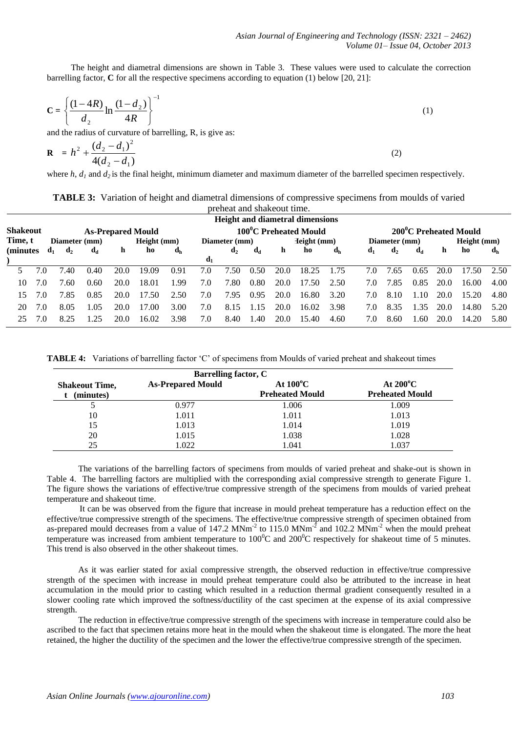The height and diametral dimensions are shown in Table 3. These values were used to calculate the correction barrelling factor, **C** for all the respective specimens according to equation (1) below [20, 21]:

$$\mathbf{C} = \left\{ \frac{(1-4R)}{d_2} \ln \frac{(1-d_2)}{4R} \right\}^{-1} \tag{1}$$

and the radius of curvature of barrelling, R, is give as:

$$\mathbf{R} = h^2 + \frac{(d_2 - d_1)^2}{4(d_2 - d_1)} \tag{2}$$

where $h$, $d_1$ and $d_2$ is the final height, minimum diameter and maximum diameter of the barrelled specimen respectively.

**TABLE 3:** Variation of height and diametral dimensions of compressive specimens from moulds of varied preheat and shakeout time.

| Shakeout Time, t (minutes) | Height and diametral dimensions | | | | | | | | | | | | | | | | | |
|---|---|---|---|---|---|---|---|---|---|---|---|---|---|---|---|---|---|---|
| | As-Prepared Mould | | | | | | 100°C Preheated Mould | | | | | | 200°C Preheated Mould | | | | | |
| | Diameter (mm) | | | Height (mm) | | | Diameter (mm) | | | Height (mm) | | | Diameter (mm) | | | Height (mm) | | |
| | $d_1$ | $d_2$ | $d_d$ | h | ho | $d_h$ | $d_1$ | $d_2$ | $d_d$ | h | ho | $d_h$ | $d_1$ | $d_2$ | $d_d$ | h | ho | $d_h$ |
| 5 | 7.0 | 7.40 | 0.40 | 20.0 | 19.09 | 0.91 | 7.0 | 7.50 | 0.50 | 20.0 | 18.25 | 1.75 | 7.0 | 7.65 | 0.65 | 20.0 | 17.50 | 2.50 |
| 10 | 7.0 | 7.60 | 0.60 | 20.0 | 18.01 | 1.99 | 7.0 | 7.80 | 0.80 | 20.0 | 17.50 | 2.50 | 7.0 | 7.85 | 0.85 | 20.0 | 16.00 | 4.00 |
| 15 | 7.0 | 7.85 | 0.85 | 20.0 | 17.50 | 2.50 | 7.0 | 7.95 | 0.95 | 20.0 | 16.80 | 3.20 | 7.0 | 8.10 | 1.10 | 20.0 | 15.20 | 4.80 |
| 20 | 7.0 | 8.05 | 1.05 | 20.0 | 17.00 | 3.00 | 7.0 | 8.15 | 1.15 | 20.0 | 16.02 | 3.98 | 7.0 | 8.35 | 1.35 | 20.0 | 14.80 | 5.20 |
| 25 | 7.0 | 8.25 | 1.25 | 20.0 | 16.02 | 3.98 | 7.0 | 8.40 | 1.40 | 20.0 | 15.40 | 4.60 | 7.0 | 8.60 | 1.60 | 20.0 | 14.20 | 5.80 |

**TABLE 4:** Variations of barrelling factor 'C' of specimens from Moulds of varied preheat and shakeout times

| Shakeout Time, t (minutes) | Barrelling factor, C | | |
|---|---|---|---|
| | As-Prepared Mould | At 100°C Preheated Mould | At 200°C Preheated Mould |
| 5 | 0.977 | 1.006 | 1.009 |
| 10 | 1.011 | 1.011 | 1.013 |
| 15 | 1.013 | 1.014 | 1.019 |
| 20 | 1.015 | 1.038 | 1.028 |
| 25 | 1.022 | 1.041 | 1.037 |

The variations of the barrelling factors of specimens from moulds of varied preheat and shake-out is shown in Table 4. The barrelling factors are multiplied with the corresponding axial compressive strength to generate Figure 1. The figure shows the variations of effective/true compressive strength of the specimens from moulds of varied preheat temperature and shakeout time.

It can be was observed from the figure that increase in mould preheat temperature has a reduction effect on the effective/true compressive strength of the specimens. The effective/true compressive strength of specimen obtained from as-prepared mould decreases from a value of 147.2 $MNm^{-2}$ to 115.0 $MNm^{-2}$ and 102.2 $MNm^{-2}$ when the mould preheat temperature was increased from ambient temperature to $100^0$C and $200^0$C respectively for shakeout time of 5 minutes. This trend is also observed in the other shakeout times.

As it was earlier stated for axial compressive strength, the observed reduction in effective/true compressive strength of the specimen with increase in mould preheat temperature could also be attributed to the increase in heat accumulation in the mould prior to casting which resulted in a reduction thermal gradient consequently resulted in a slower cooling rate which improved the softness/ductility of the cast specimen at the expense of its axial compressive strength.

The reduction in effective/true compressive strength of the specimens with increase in temperature could also be ascribed to the fact that specimen retains more heat in the mould when the shakeout time is elongated. The more the heat retained, the higher the ductility of the specimen and the lower the effective/true compressive strength of the specimen.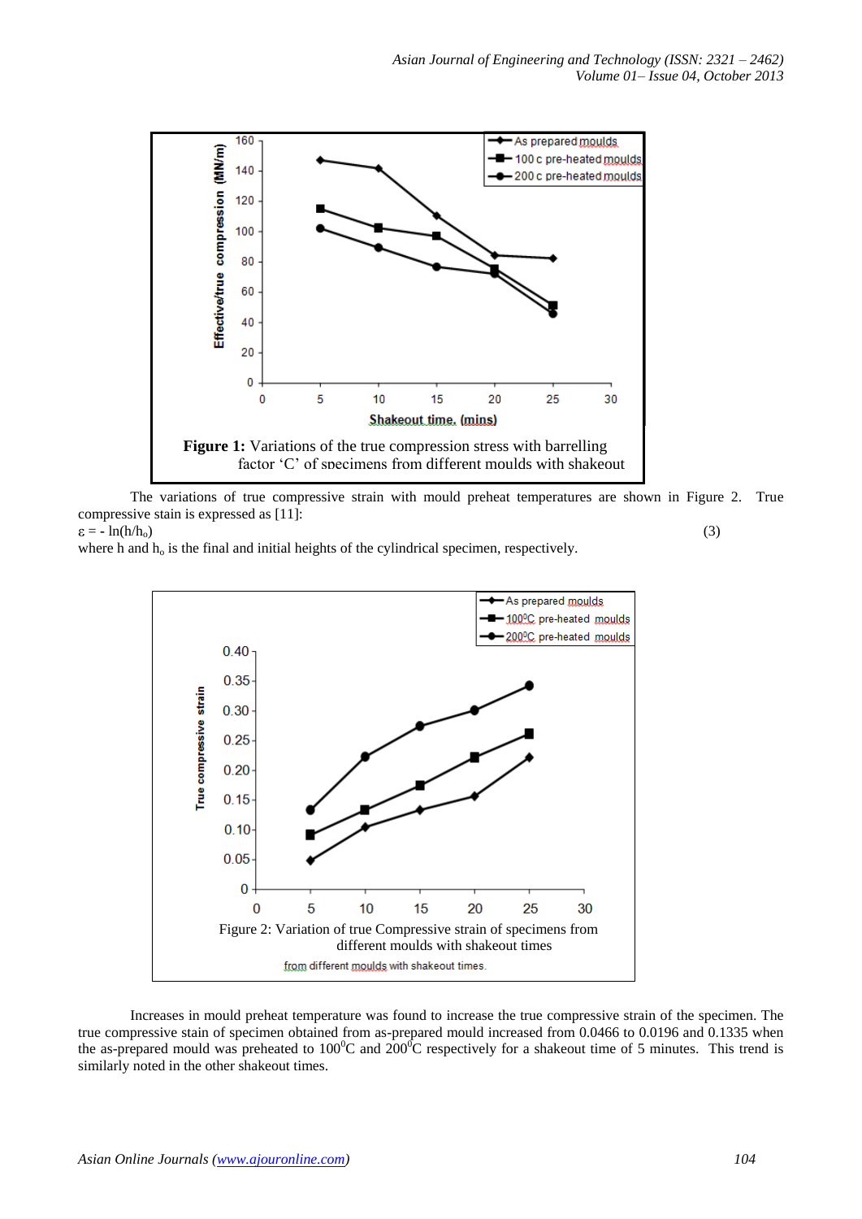**Figure 1:** Variations of the true compression stress with barrelling factor 'C' of specimens from different moulds with shakeout

The variations of true compressive strain with mould preheat temperatures are shown in Figure 2. True compressive stain is expressed as [11]:

$$\varepsilon = -\ln(h/h_o) \quad (3)$$

where h and $h_o$ is the final and initial heights of the cylindrical specimen, respectively.

Figure 2: Variation of true Compressive strain of specimens from different moulds with shakeout times

Increases in mould preheat temperature was found to increase the true compressive strain of the specimen. The true compressive stain of specimen obtained from as-prepared mould increased from 0.0466 to 0.0196 and 0.1335 when the as-prepared mould was preheated to 100$^0$C and 200$^0$C respectively for a shakeout time of 5 minutes. This trend is similarly noted in the other shakeout times.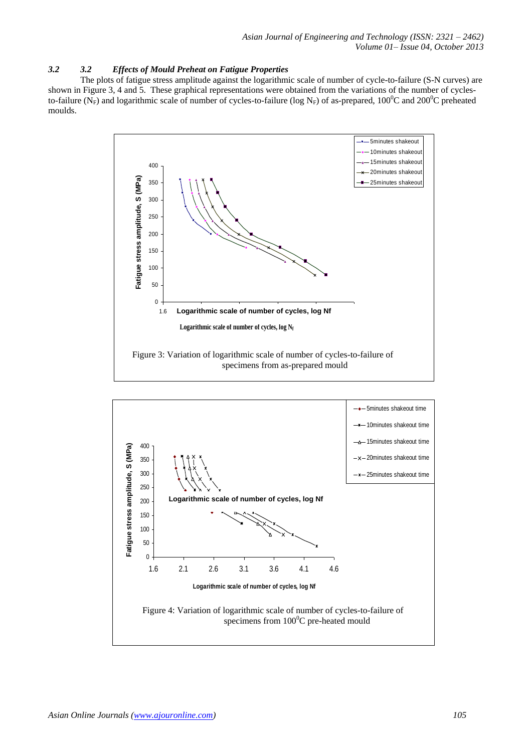### *3.2 Effects of Mould Preheat on Fatigue Properties*

The plots of fatigue stress amplitude against the logarithmic scale of number of cycle-to-failure (S-N curves) are shown in Figure 3, 4 and 5. These graphical representations were obtained from the variations of the number of cycles-to-failure ($N_F$) and logarithmic scale of number of cycles-to-failure ($\log N_F$) of as-prepared, $100^0$C and $200^0$C preheated moulds.

Figure 3: Variation of logarithmic scale of number of cycles-to-failure of specimens from as-prepared mould

Figure 4: Variation of logarithmic scale of number of cycles-to-failure of specimens from $100^0$C pre-heated mould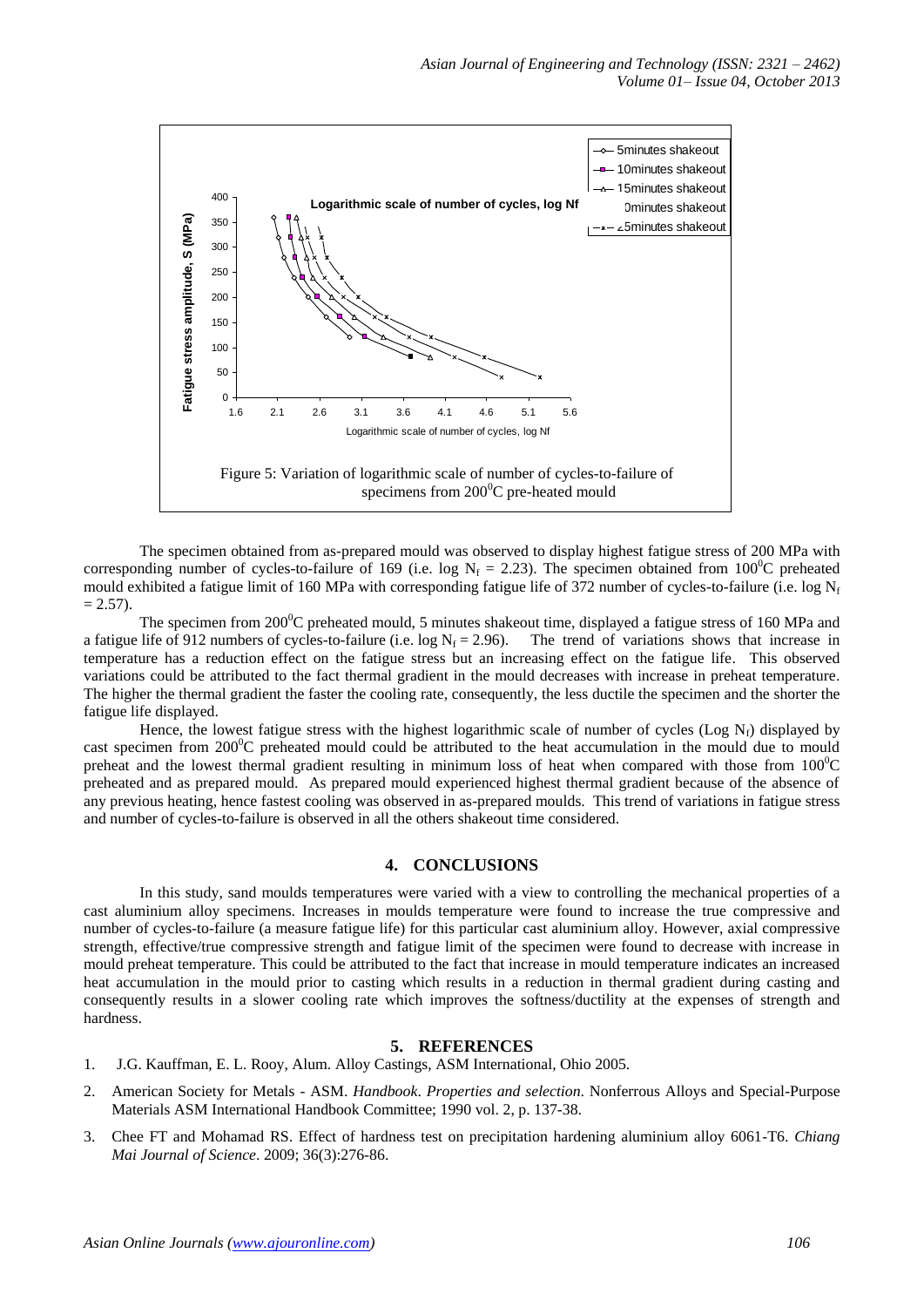Figure 5: Variation of logarithmic scale of number of cycles-to-failure of specimens from 200$^0$C pre-heated mould

The specimen obtained from as-prepared mould was observed to display highest fatigue stress of 200 MPa with corresponding number of cycles-to-failure of 169 (i.e. log $N_f$ = 2.23). The specimen obtained from 100$^0$C preheated mould exhibited a fatigue limit of 160 MPa with corresponding fatigue life of 372 number of cycles-to-failure (i.e. log $N_f$ = 2.57).

The specimen from 200$^0$C preheated mould, 5 minutes shakeout time, displayed a fatigue stress of 160 MPa and a fatigue life of 912 numbers of cycles-to-failure (i.e. log $N_f$ = 2.96). The trend of variations shows that increase in temperature has a reduction effect on the fatigue stress but an increasing effect on the fatigue life. This observed variations could be attributed to the fact thermal gradient in the mould decreases with increase in preheat temperature. The higher the thermal gradient the faster the cooling rate, consequently, the less ductile the specimen and the shorter the fatigue life displayed.

Hence, the lowest fatigue stress with the highest logarithmic scale of number of cycles (Log $N_f$) displayed by cast specimen from 200$^0$C preheated mould could be attributed to the heat accumulation in the mould due to mould preheat and the lowest thermal gradient resulting in minimum loss of heat when compared with those from 100$^0$C preheated and as prepared mould. As prepared mould experienced highest thermal gradient because of the absence of any previous heating, hence fastest cooling was observed in as-prepared moulds. This trend of variations in fatigue stress and number of cycles-to-failure is observed in all the others shakeout time considered.

## 4. CONCLUSIONS

In this study, sand moulds temperatures were varied with a view to controlling the mechanical properties of a cast aluminium alloy specimens. Increases in moulds temperature were found to increase the true compressive and number of cycles-to-failure (a measure fatigue life) for this particular cast aluminium alloy. However, axial compressive strength, effective/true compressive strength and fatigue limit of the specimen were found to decrease with increase in mould preheat temperature. This could be attributed to the fact that increase in mould temperature indicates an increased heat accumulation in the mould prior to casting which results in a reduction in thermal gradient during casting and consequently results in a slower cooling rate which improves the softness/ductility at the expenses of strength and hardness.

## 5. REFERENCES

1. J.G. Kauffman, E. L. Rooy, Alum. Alloy Castings, ASM International, Ohio 2005.
2. American Society for Metals - ASM. *Handbook. Properties and selection*. Nonferrous Alloys and Special-Purpose Materials ASM International Handbook Committee; 1990 vol. 2, p. 137-38.
3. Chee FT and Mohamad RS. Effect of hardness test on precipitation hardening aluminium alloy 6061-T6. *Chiang Mai Journal of Science*. 2009; 36(3):276-86.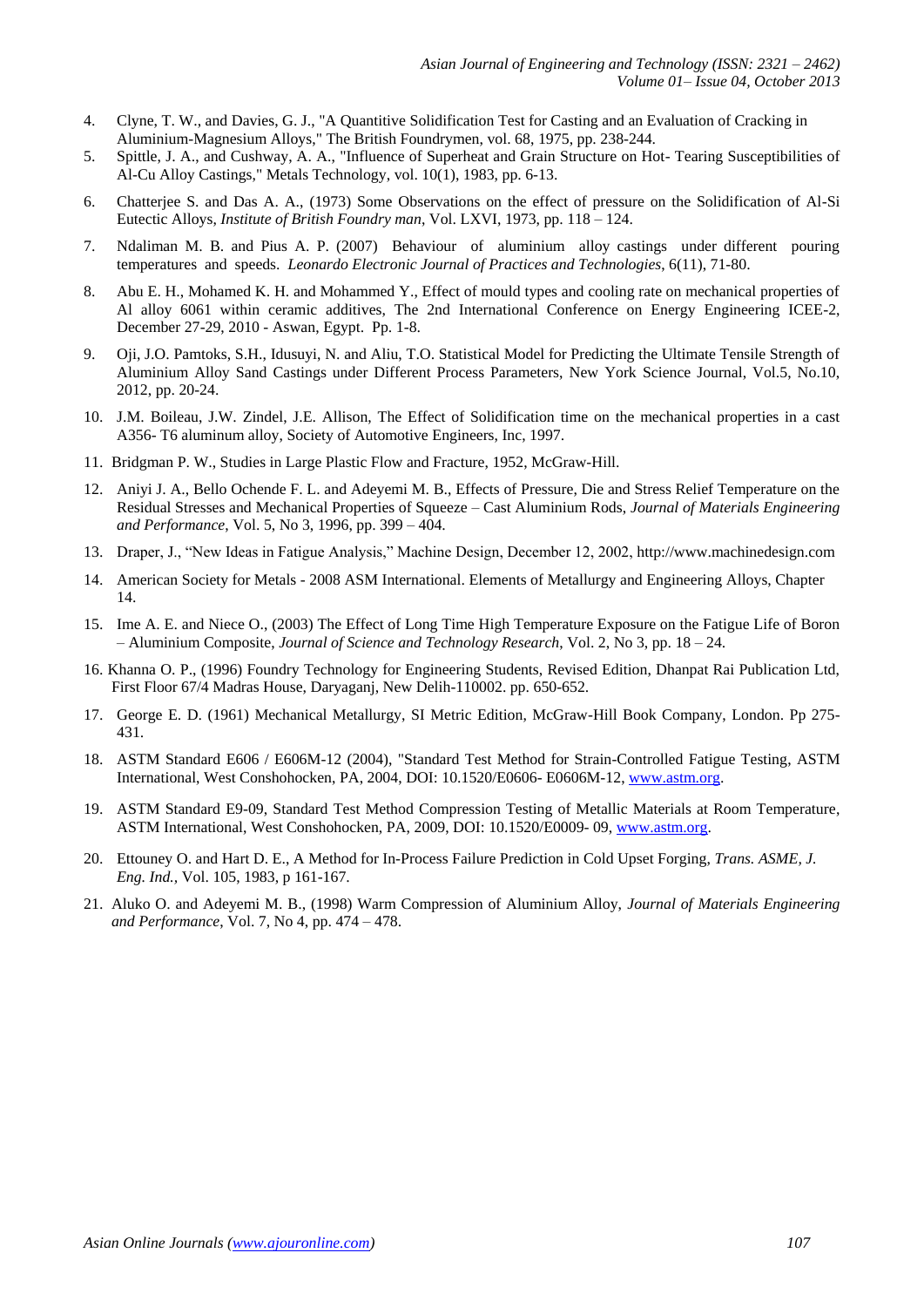4. Clyne, T. W., and Davies, G. J., "A Quantitive Solidification Test for Casting and an Evaluation of Cracking in Aluminium-Magnesium Alloys," The British Foundrymen, vol. 68, 1975, pp. 238-244.
5. Spittle, J. A., and Cushway, A. A., "Influence of Superheat and Grain Structure on Hot- Tearing Susceptibilities of Al-Cu Alloy Castings," Metals Technology, vol. 10(1), 1983, pp. 6-13.
6. Chatterjee S. and Das A. A., (1973) Some Observations on the effect of pressure on the Solidification of Al-Si Eutectic Alloys, *Institute of British Foundry man*, Vol. LXVI, 1973, pp. 118 – 124.
7. Ndaliman M. B. and Pius A. P. (2007) Behaviour of aluminium alloy castings under different pouring temperatures and speeds. *Leonardo Electronic Journal of Practices and Technologies*, 6(11), 71-80.
8. Abu E. H., Mohamed K. H. and Mohammed Y., Effect of mould types and cooling rate on mechanical properties of Al alloy 6061 within ceramic additives, The 2nd International Conference on Energy Engineering ICEE-2, December 27-29, 2010 - Aswan, Egypt. Pp. 1-8.
9. Oji, J.O. Pamtoks, S.H., Idusuyi, N. and Aliu, T.O. Statistical Model for Predicting the Ultimate Tensile Strength of Aluminium Alloy Sand Castings under Different Process Parameters, New York Science Journal, Vol.5, No.10, 2012, pp. 20-24.
10. J.M. Boileau, J.W. Zindel, J.E. Allison, The Effect of Solidification time on the mechanical properties in a cast A356- T6 aluminum alloy, Society of Automotive Engineers, Inc, 1997.
11. Bridgman P. W., Studies in Large Plastic Flow and Fracture, 1952, McGraw-Hill.
12. Aniyi J. A., Bello Ochende F. L. and Adeyemi M. B., Effects of Pressure, Die and Stress Relief Temperature on the Residual Stresses and Mechanical Properties of Squeeze – Cast Aluminium Rods, *Journal of Materials Engineering and Performance*, Vol. 5, No 3, 1996, pp. 399 – 404.
13. Draper, J., "New Ideas in Fatigue Analysis," Machine Design, December 12, 2002, http://www.machinedesign.com
14. American Society for Metals - 2008 ASM International. Elements of Metallurgy and Engineering Alloys, Chapter 14.
15. Ime A. E. and Niece O., (2003) The Effect of Long Time High Temperature Exposure on the Fatigue Life of Boron – Aluminium Composite, *Journal of Science and Technology Research*, Vol. 2, No 3, pp. 18 – 24.
16. Khanna O. P., (1996) Foundry Technology for Engineering Students, Revised Edition, Dhanpat Rai Publication Ltd, First Floor 67/4 Madras House, Daryaganj, New Delih-110002. pp. 650-652.
17. George E. D. (1961) Mechanical Metallurgy, SI Metric Edition, McGraw-Hill Book Company, London. Pp 275-431.
18. ASTM Standard E606 / E606M-12 (2004), "Standard Test Method for Strain-Controlled Fatigue Testing, ASTM International, West Conshohocken, PA, 2004, DOI: 10.1520/E0606- E0606M-12, www.astm.org.
19. ASTM Standard E9-09, Standard Test Method Compression Testing of Metallic Materials at Room Temperature, ASTM International, West Conshohocken, PA, 2009, DOI: 10.1520/E0009- 09, www.astm.org.
20. Ettouney O. and Hart D. E., A Method for In-Process Failure Prediction in Cold Upset Forging, *Trans. ASME, J. Eng. Ind.,* Vol. 105, 1983, p 161-167.
21. Aluko O. and Adeyemi M. B., (1998) Warm Compression of Aluminium Alloy, *Journal of Materials Engineering and Performance*, Vol. 7, No 4, pp. 474 – 478.